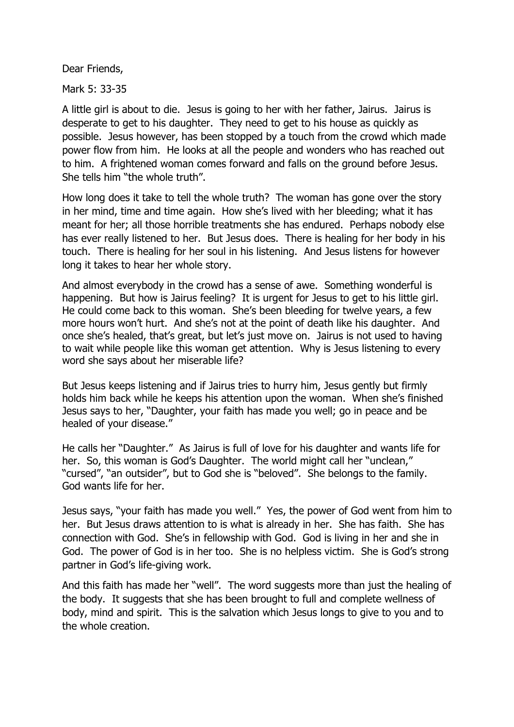Dear Friends,

Mark 5: 33-35

A little girl is about to die. Jesus is going to her with her father, Jairus. Jairus is desperate to get to his daughter. They need to get to his house as quickly as possible. Jesus however, has been stopped by a touch from the crowd which made power flow from him. He looks at all the people and wonders who has reached out to him. A frightened woman comes forward and falls on the ground before Jesus. She tells him "the whole truth".

How long does it take to tell the whole truth? The woman has gone over the story in her mind, time and time again. How she's lived with her bleeding; what it has meant for her; all those horrible treatments she has endured. Perhaps nobody else has ever really listened to her. But Jesus does. There is healing for her body in his touch. There is healing for her soul in his listening. And Jesus listens for however long it takes to hear her whole story.

And almost everybody in the crowd has a sense of awe. Something wonderful is happening. But how is Jairus feeling? It is urgent for Jesus to get to his little girl. He could come back to this woman. She's been bleeding for twelve years, a few more hours won't hurt. And she's not at the point of death like his daughter. And once she's healed, that's great, but let's just move on. Jairus is not used to having to wait while people like this woman get attention. Why is Jesus listening to every word she says about her miserable life?

But Jesus keeps listening and if Jairus tries to hurry him, Jesus gently but firmly holds him back while he keeps his attention upon the woman. When she's finished Jesus says to her, "Daughter, your faith has made you well; go in peace and be healed of your disease."

He calls her "Daughter." As Jairus is full of love for his daughter and wants life for her. So, this woman is God's Daughter. The world might call her "unclean," "cursed", "an outsider", but to God she is "beloved". She belongs to the family. God wants life for her.

Jesus says, "your faith has made you well." Yes, the power of God went from him to her. But Jesus draws attention to is what is already in her. She has faith. She has connection with God. She's in fellowship with God. God is living in her and she in God. The power of God is in her too. She is no helpless victim. She is God's strong partner in God's life-giving work.

And this faith has made her "well". The word suggests more than just the healing of the body. It suggests that she has been brought to full and complete wellness of body, mind and spirit. This is the salvation which Jesus longs to give to you and to the whole creation.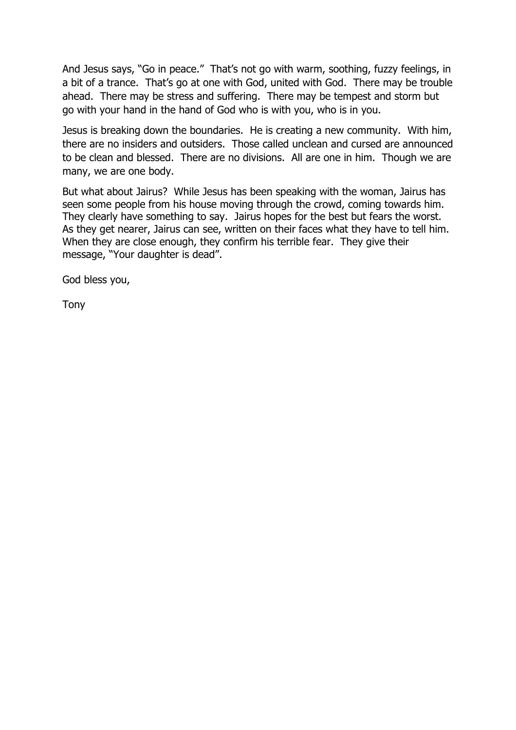And Jesus says, "Go in peace." That's not go with warm, soothing, fuzzy feelings, in a bit of a trance. That's go at one with God, united with God. There may be trouble ahead. There may be stress and suffering. There may be tempest and storm but go with your hand in the hand of God who is with you, who is in you.

Jesus is breaking down the boundaries. He is creating a new community. With him, there are no insiders and outsiders. Those called unclean and cursed are announced to be clean and blessed. There are no divisions. All are one in him. Though we are many, we are one body.

But what about Jairus? While Jesus has been speaking with the woman, Jairus has seen some people from his house moving through the crowd, coming towards him. They clearly have something to say. Jairus hopes for the best but fears the worst. As they get nearer, Jairus can see, written on their faces what they have to tell him. When they are close enough, they confirm his terrible fear. They give their message, "Your daughter is dead".

God bless you,

Tony